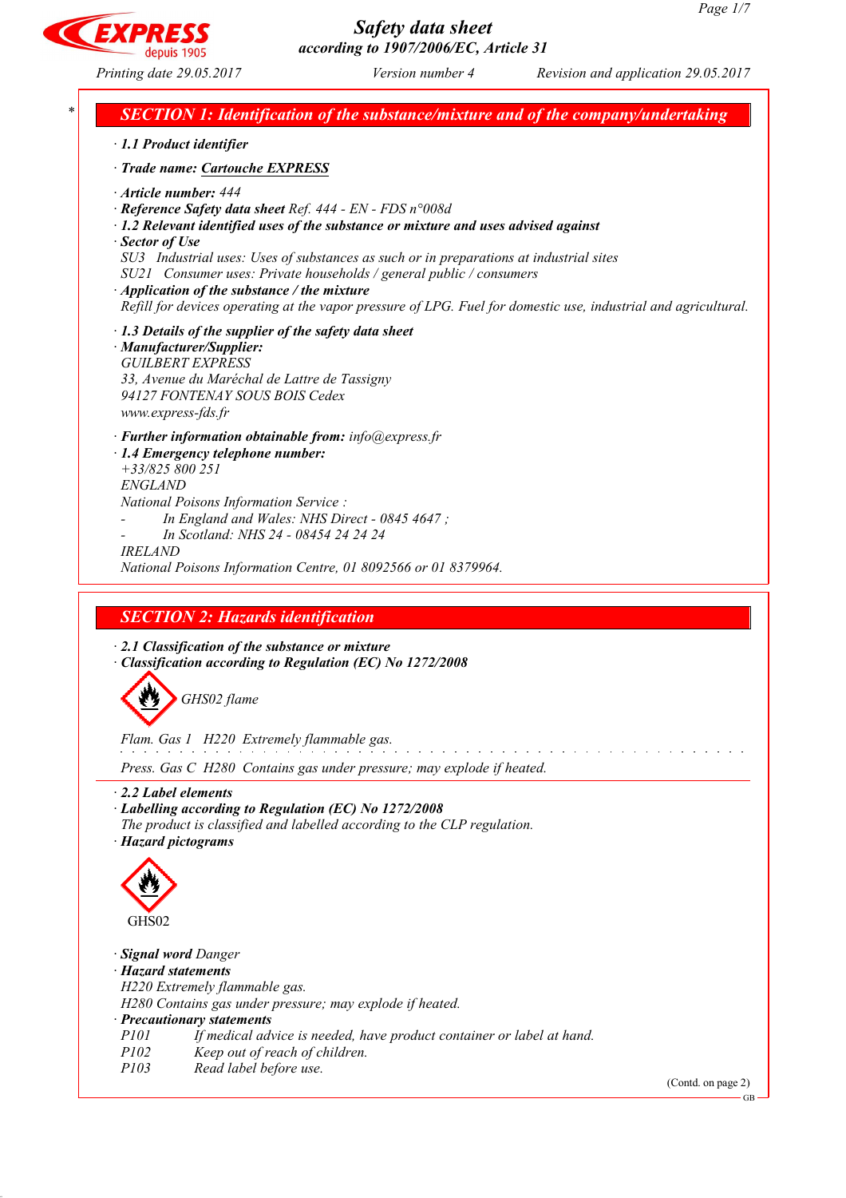# Safety data sheet
## according to 1907/2006/EC, Article 31

Printing date 29.05.2017 | Version number 4 | Revision and application 29.05.2017

## SECTION 1: Identification of the substance/mixture and of the company/undertaking

· **1.1 Product identifier**

· **Trade name: Cartouche EXPRESS**

· **Article number:** 444
· **Reference Safety data sheet** Ref. 444 - EN - FDS n°008d
· **1.2 Relevant identified uses of the substance or mixture and uses advised against**
· **Sector of Use**
SU3 Industrial uses: Uses of substances as such or in preparations at industrial sites
SU21 Consumer uses: Private households / general public / consumers
· **Application of the substance / the mixture**
Refill for devices operating at the vapor pressure of LPG. Fuel for domestic use, industrial and agricultural.

· **1.3 Details of the supplier of the safety data sheet**
· **Manufacturer/Supplier:**
GUILBERT EXPRESS
33, Avenue du Maréchal de Lattre de Tassigny
94127 FONTENAY SOUS BOIS Cedex
www.express-fds.fr

· **Further information obtainable from:** info@express.fr
· **1.4 Emergency telephone number:**
+33/825 800 251
ENGLAND
National Poisons Information Service :
- In England and Wales: NHS Direct - 0845 4647 ;
- In Scotland: NHS 24 - 08454 24 24 24

IRELAND
National Poisons Information Centre, 01 8092566 or 01 8379964.

## SECTION 2: Hazards identification

· **2.1 Classification of the substance or mixture**
· **Classification according to Regulation (EC) No 1272/2008**

GHS02 flame

Flam. Gas 1 H220 Extremely flammable gas.

Press. Gas C H280 Contains gas under pressure; may explode if heated.

· **2.2 Label elements**
· **Labelling according to Regulation (EC) No 1272/2008**
The product is classified and labelled according to the CLP regulation.
· **Hazard pictograms**

GHS02

· **Signal word** Danger
· **Hazard statements**
H220 Extremely flammable gas.
H280 Contains gas under pressure; may explode if heated.
· **Precautionary statements**
P101 If medical advice is needed, have product container or label at hand.
P102 Keep out of reach of children.
P103 Read label before use.

(Contd. on page 2)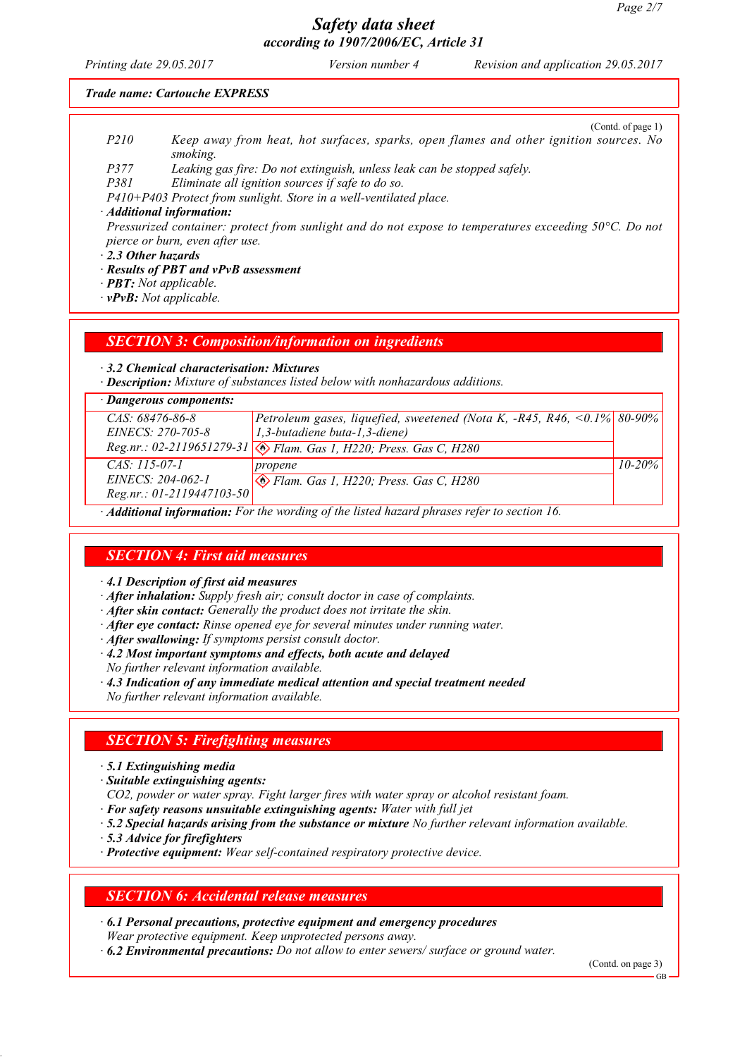Trade name: Cartouche EXPRESS

(Contd. of page 1)

P210 Keep away from heat, hot surfaces, sparks, open flames and other ignition sources. No smoking.
P377 Leaking gas fire: Do not extinguish, unless leak can be stopped safely.
P381 Eliminate all ignition sources if safe to do so.
P410+P403 Protect from sunlight. Store in a well-ventilated place.

· **Additional information:**
Pressurized container: protect from sunlight and do not expose to temperatures exceeding 50°C. Do not pierce or burn, even after use.

· **2.3 Other hazards**
· **Results of PBT and vPvB assessment**
· **PBT:** Not applicable.
· **vPvB:** Not applicable.

## SECTION 3: Composition/information on ingredients

· **3.2 Chemical characterisation: Mixtures**
· **Description:** Mixture of substances listed below with nonhazardous additions.

· **Dangerous components:**

| | | |
|---|---|---|
| CAS: 68476-86-8<br>EINECS: 270-705-8<br>Reg.nr.: 02-2119651279-31 | Petroleum gases, liquefied, sweetened (Nota K, -R45, R46, <0.1% 1,3-butadiene buta-1,3-diene)<br>Flam. Gas 1, H220; Press. Gas C, H280 | 80-90% |
| CAS: 115-07-1<br>EINECS: 204-062-1<br>Reg.nr.: 01-2119447103-50 | propene<br>Flam. Gas 1, H220; Press. Gas C, H280 | 10-20% |

· **Additional information:** For the wording of the listed hazard phrases refer to section 16.

## SECTION 4: First aid measures

· **4.1 Description of first aid measures**
· **After inhalation:** Supply fresh air; consult doctor in case of complaints.
· **After skin contact:** Generally the product does not irritate the skin.
· **After eye contact:** Rinse opened eye for several minutes under running water.
· **After swallowing:** If symptoms persist consult doctor.
· **4.2 Most important symptoms and effects, both acute and delayed**
No further relevant information available.
· **4.3 Indication of any immediate medical attention and special treatment needed**
No further relevant information available.

## SECTION 5: Firefighting measures

· **5.1 Extinguishing media**
· **Suitable extinguishing agents:**
CO2, powder or water spray. Fight larger fires with water spray or alcohol resistant foam.
· **For safety reasons unsuitable extinguishing agents:** Water with full jet
· **5.2 Special hazards arising from the substance or mixture** No further relevant information available.
· **5.3 Advice for firefighters**
· **Protective equipment:** Wear self-contained respiratory protective device.

## SECTION 6: Accidental release measures

· **6.1 Personal precautions, protective equipment and emergency procedures**
Wear protective equipment. Keep unprotected persons away.
· **6.2 Environmental precautions:** Do not allow to enter sewers/ surface or ground water.

(Contd. on page 3)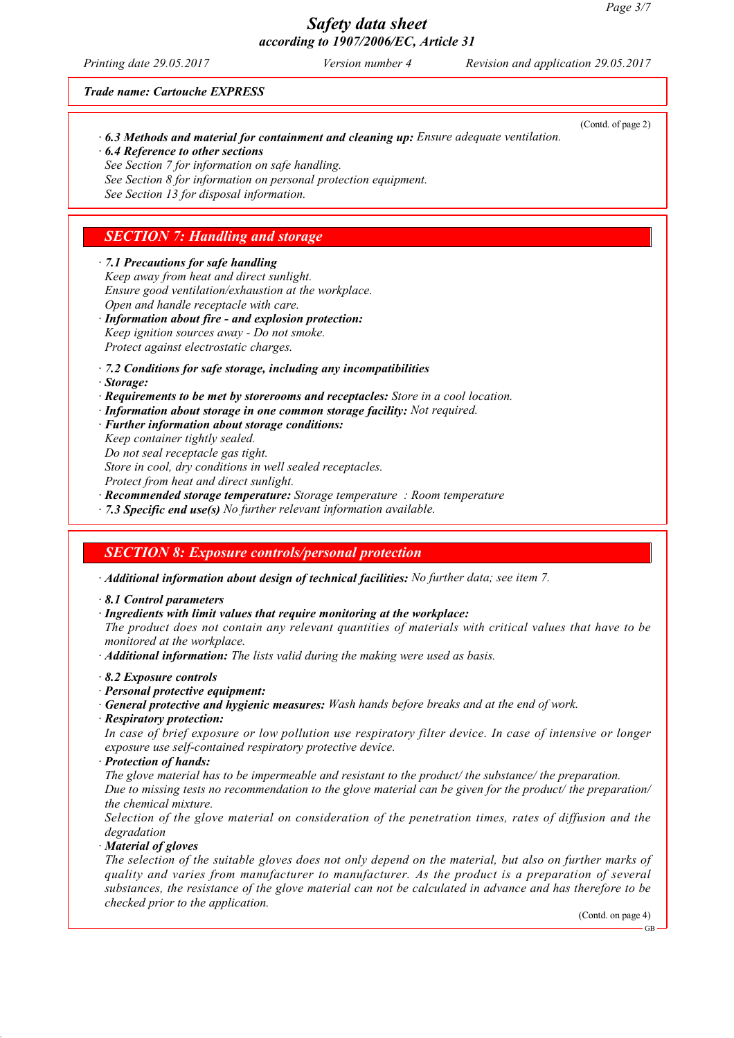*Trade name: Cartouche EXPRESS*

(Contd. of page 2)

· **6.3 Methods and material for containment and cleaning up:** *Ensure adequate ventilation.*
· **6.4 Reference to other sections**
*See Section 7 for information on safe handling.*
*See Section 8 for information on personal protection equipment.*
*See Section 13 for disposal information.*

## SECTION 7: Handling and storage

· **7.1 Precautions for safe handling**
*Keep away from heat and direct sunlight.*
*Ensure good ventilation/exhaustion at the workplace.*
*Open and handle receptacle with care.*
· **Information about fire - and explosion protection:**
*Keep ignition sources away - Do not smoke.*
*Protect against electrostatic charges.*

· **7.2 Conditions for safe storage, including any incompatibilities**
· **Storage:**
· **Requirements to be met by storerooms and receptacles:** *Store in a cool location.*
· **Information about storage in one common storage facility:** *Not required.*
· **Further information about storage conditions:**
*Keep container tightly sealed.*
*Do not seal receptacle gas tight.*
*Store in cool, dry conditions in well sealed receptacles.*
*Protect from heat and direct sunlight.*
· **Recommended storage temperature:** *Storage temperature : Room temperature*
· **7.3 Specific end use(s)** *No further relevant information available.*

## SECTION 8: Exposure controls/personal protection

· **Additional information about design of technical facilities:** *No further data; see item 7.*

· **8.1 Control parameters**
· **Ingredients with limit values that require monitoring at the workplace:**
*The product does not contain any relevant quantities of materials with critical values that have to be monitored at the workplace.*
· **Additional information:** *The lists valid during the making were used as basis.*

· **8.2 Exposure controls**
· **Personal protective equipment:**
· **General protective and hygienic measures:** *Wash hands before breaks and at the end of work.*
· **Respiratory protection:**
*In case of brief exposure or low pollution use respiratory filter device. In case of intensive or longer exposure use self-contained respiratory protective device.*
· **Protection of hands:**
*The glove material has to be impermeable and resistant to the product/ the substance/ the preparation.*
*Due to missing tests no recommendation to the glove material can be given for the product/ the preparation/ the chemical mixture.*
*Selection of the glove material on consideration of the penetration times, rates of diffusion and the degradation*
· **Material of gloves**
*The selection of the suitable gloves does not only depend on the material, but also on further marks of quality and varies from manufacturer to manufacturer. As the product is a preparation of several substances, the resistance of the glove material can not be calculated in advance and has therefore to be checked prior to the application.*

(Contd. on page 4)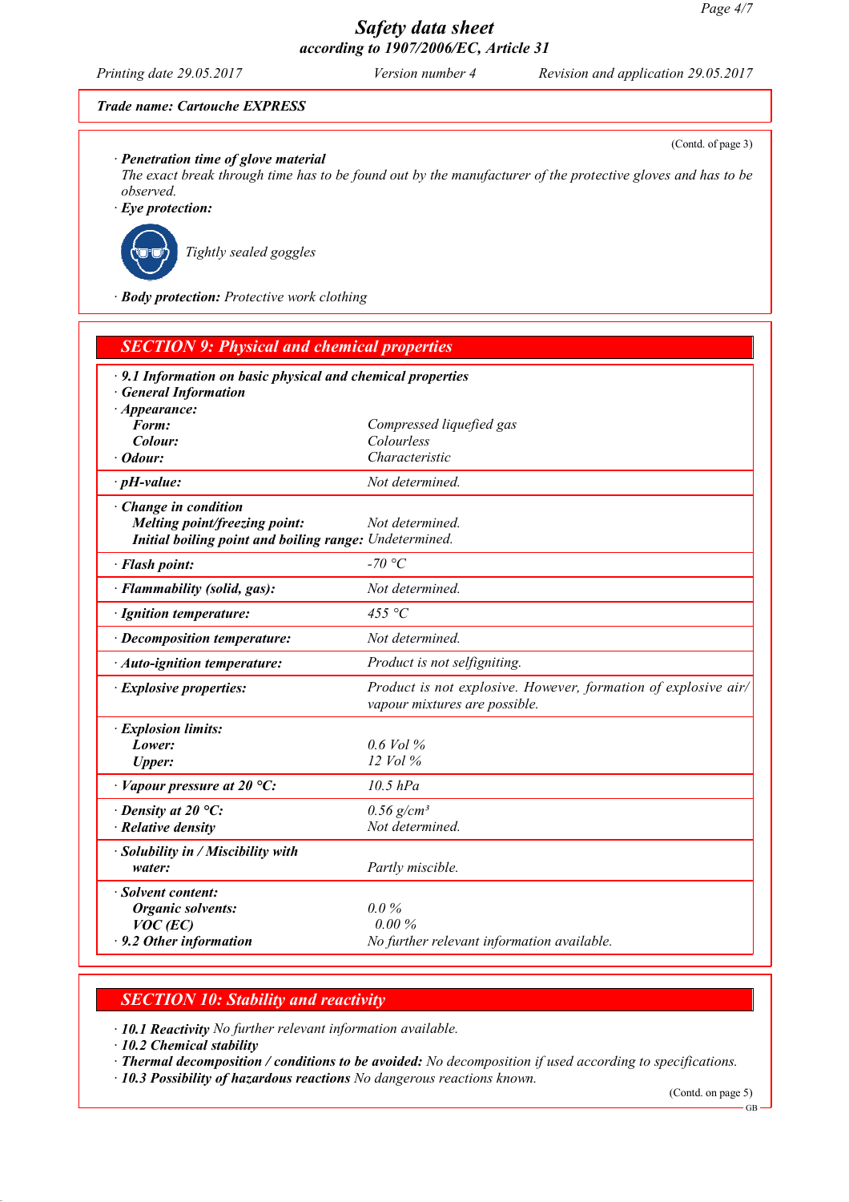Trade name: **Cartouche EXPRESS**

(Contd. of page 3)

· **Penetration time of glove material**
The exact break through time has to be found out by the manufacturer of the protective gloves and has to be observed.

· **Eye protection:**

Tightly sealed goggles

· **Body protection:** Protective work clothing

## SECTION 9: Physical and chemical properties

· **9.1 Information on basic physical and chemical properties**
· **General Information**

| | |
|---|---|
| · **Appearance:** | |
| **Form:** | Compressed liquefied gas |
| **Colour:** | Colourless |
| · **Odour:** | Characteristic |
| · **pH-value:** | Not determined. |
| · **Change in condition** | |
| **Melting point/freezing point:** | Not determined. |
| **Initial boiling point and boiling range:** | Undetermined. |
| · **Flash point:** | -70 °C |
| · **Flammability (solid, gas):** | Not determined. |
| · **Ignition temperature:** | 455 °C |
| · **Decomposition temperature:** | Not determined. |
| · **Auto-ignition temperature:** | Product is not selfigniting. |
| · **Explosive properties:** | Product is not explosive. However, formation of explosive air/vapour mixtures are possible. |
| · **Explosion limits:** | |
| **Lower:** | 0.6 Vol % |
| **Upper:** | 12 Vol % |
| · **Vapour pressure at 20 °C:** | 10.5 hPa |
| · **Density at 20 °C:** | 0.56 g/cm³ |
| · **Relative density** | Not determined. |
| · **Solubility in / Miscibility with water:** | Partly miscible. |
| · **Solvent content:** | |
| **Organic solvents:** | 0.0 % |
| **VOC (EC)** | 0.00 % |
| · **9.2 Other information** | No further relevant information available. |

## SECTION 10: Stability and reactivity

· **10.1 Reactivity** No further relevant information available.
· **10.2 Chemical stability**
· **Thermal decomposition / conditions to be avoided:** No decomposition if used according to specifications.
· **10.3 Possibility of hazardous reactions** No dangerous reactions known.

(Contd. on page 5)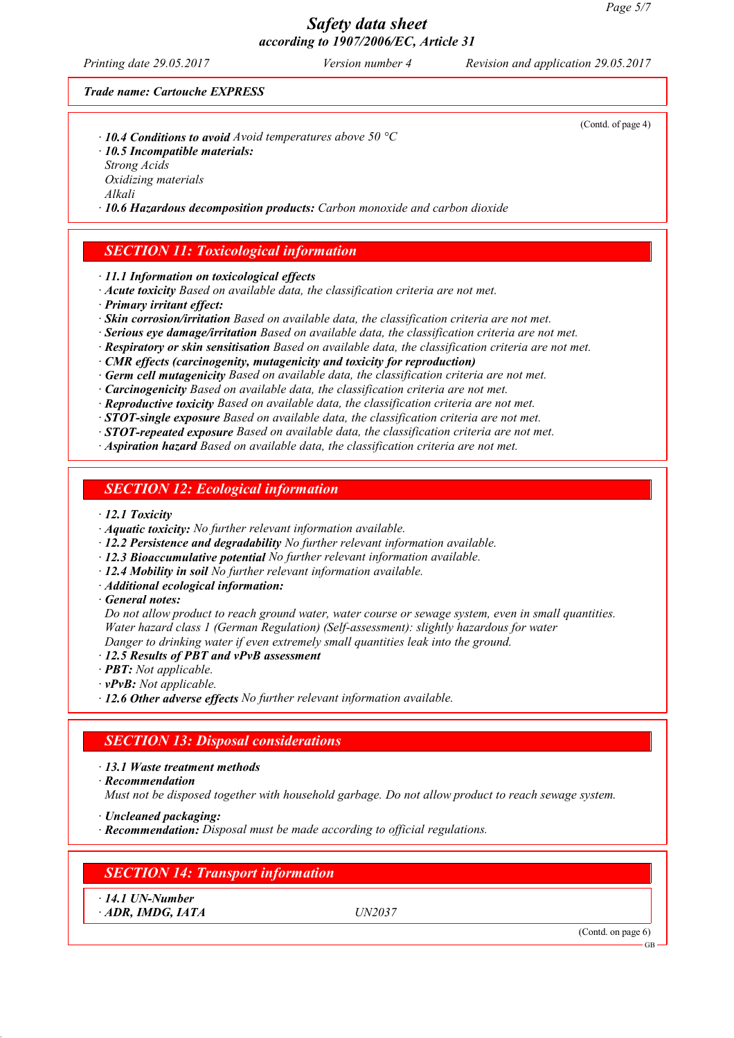Trade name: Cartouche EXPRESS

(Contd. of page 4)

· **10.4 Conditions to avoid** Avoid temperatures above 50 °C
· **10.5 Incompatible materials:**
Strong Acids
Oxidizing materials
Alkali
· **10.6 Hazardous decomposition products:** Carbon monoxide and carbon dioxide

## SECTION 11: Toxicological information

· **11.1 Information on toxicological effects**
· **Acute toxicity** Based on available data, the classification criteria are not met.
· **Primary irritant effect:**
· **Skin corrosion/irritation** Based on available data, the classification criteria are not met.
· **Serious eye damage/irritation** Based on available data, the classification criteria are not met.
· **Respiratory or skin sensitisation** Based on available data, the classification criteria are not met.
· **CMR effects (carcinogenity, mutagenicity and toxicity for reproduction)**
· **Germ cell mutagenicity** Based on available data, the classification criteria are not met.
· **Carcinogenicity** Based on available data, the classification criteria are not met.
· **Reproductive toxicity** Based on available data, the classification criteria are not met.
· **STOT-single exposure** Based on available data, the classification criteria are not met.
· **STOT-repeated exposure** Based on available data, the classification criteria are not met.
· **Aspiration hazard** Based on available data, the classification criteria are not met.

## SECTION 12: Ecological information

· **12.1 Toxicity**
· **Aquatic toxicity:** No further relevant information available.
· **12.2 Persistence and degradability** No further relevant information available.
· **12.3 Bioaccumulative potential** No further relevant information available.
· **12.4 Mobility in soil** No further relevant information available.
· **Additional ecological information:**
· **General notes:**
Do not allow product to reach ground water, water course or sewage system, even in small quantities.
Water hazard class 1 (German Regulation) (Self-assessment): slightly hazardous for water
Danger to drinking water if even extremely small quantities leak into the ground.
· **12.5 Results of PBT and vPvB assessment**
· **PBT:** Not applicable.
· **vPvB:** Not applicable.
· **12.6 Other adverse effects** No further relevant information available.

## SECTION 13: Disposal considerations

· **13.1 Waste treatment methods**
· **Recommendation**
Must not be disposed together with household garbage. Do not allow product to reach sewage system.

· **Uncleaned packaging:**
· **Recommendation:** Disposal must be made according to official regulations.

## SECTION 14: Transport information

· **14.1 UN-Number**
· **ADR, IMDG, IATA** UN2037

(Contd. on page 6)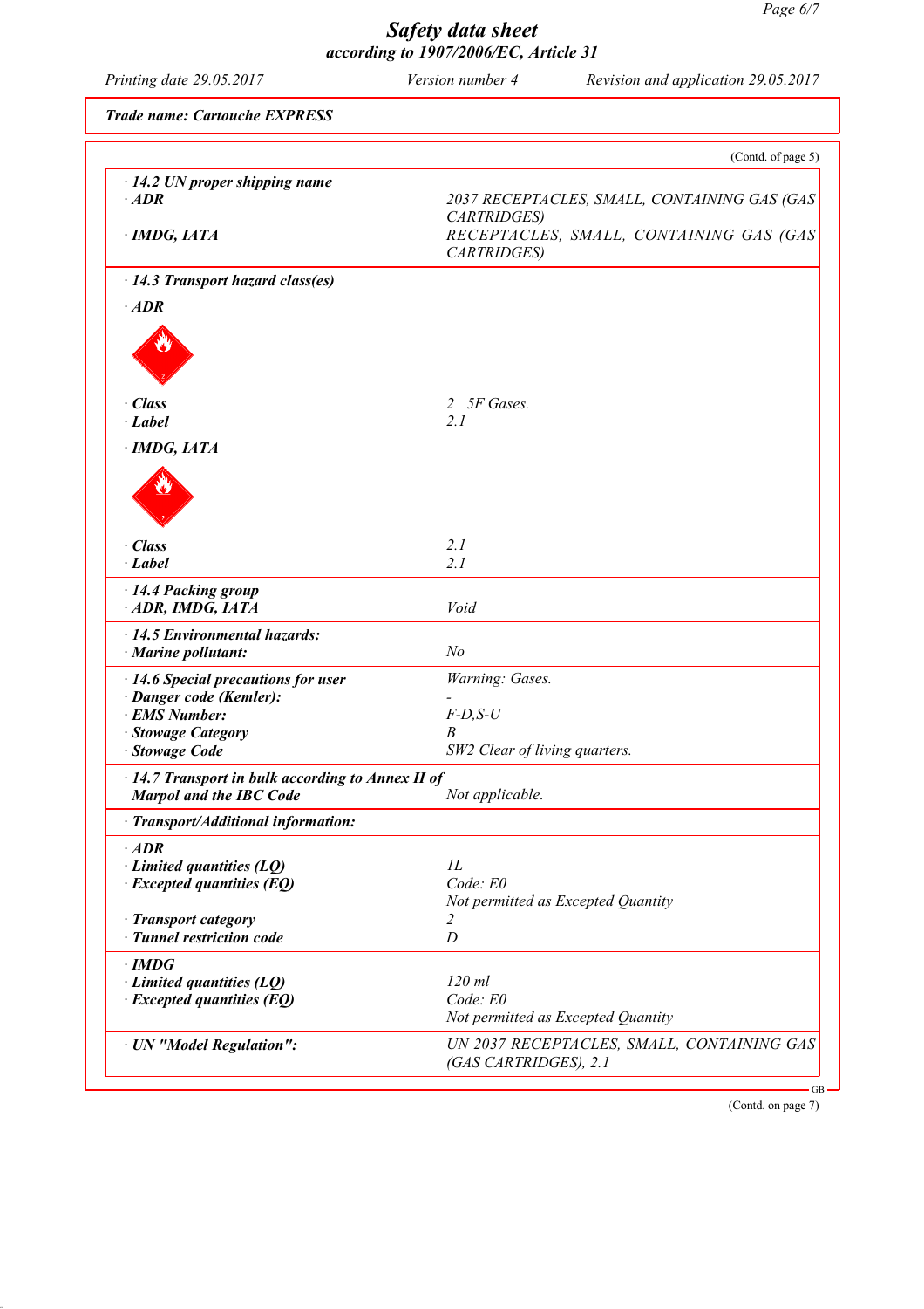# Safety data sheet
## according to 1907/2006/EC, Article 31

Printing date 29.05.2017 | Version number 4 | Revision and application 29.05.2017

**Trade name: Cartouche EXPRESS**

(Contd. of page 5)

| | |
|---|---|
| **· 14.2 UN proper shipping name** | |
| **· ADR** | 2037 RECEPTACLES, SMALL, CONTAINING GAS (GAS CARTRIDGES) |
| **· IMDG, IATA** | RECEPTACLES, SMALL, CONTAINING GAS (GAS CARTRIDGES) |
| **· 14.3 Transport hazard class(es)** | |
| **· ADR** | |
| **· Class** | 2 5F Gases. |
| **· Label** | 2.1 |
| **· IMDG, IATA** | |
| **· Class** | 2.1 |
| **· Label** | 2.1 |
| **· 14.4 Packing group** | |
| **· ADR, IMDG, IATA** | Void |
| **· 14.5 Environmental hazards:** | |
| **· Marine pollutant:** | No |
| **· 14.6 Special precautions for user** | Warning: Gases. |
| **· Danger code (Kemler):** | - |
| **· EMS Number:** | F-D,S-U |
| **· Stowage Category** | B |
| **· Stowage Code** | SW2 Clear of living quarters. |
| **· 14.7 Transport in bulk according to Annex II of Marpol and the IBC Code** | Not applicable. |
| **· Transport/Additional information:** | |
| **· ADR** | |
| **· Limited quantities (LQ)** | 1L |
| **· Excepted quantities (EQ)** | Code: E0<br>Not permitted as Excepted Quantity |
| **· Transport category** | 2 |
| **· Tunnel restriction code** | D |
| **· IMDG** | |
| **· Limited quantities (LQ)** | 120 ml |
| **· Excepted quantities (EQ)** | Code: E0<br>Not permitted as Excepted Quantity |
| **· UN "Model Regulation":** | UN 2037 RECEPTACLES, SMALL, CONTAINING GAS (GAS CARTRIDGES), 2.1 |

GB

(Contd. on page 7)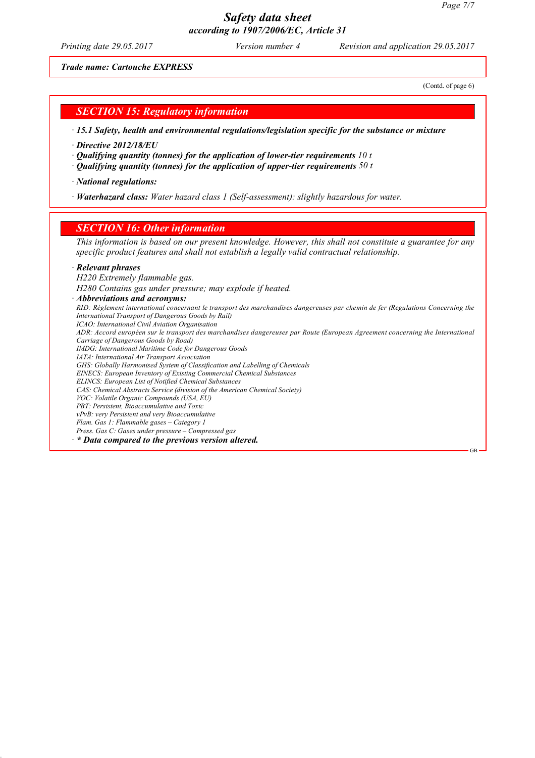*Trade name: Cartouche EXPRESS*

(Contd. of page 6)

## SECTION 15: Regulatory information

· **15.1 Safety, health and environmental regulations/legislation specific for the substance or mixture**

· **Directive 2012/18/EU**

· **Qualifying quantity (tonnes) for the application of lower-tier requirements** 10 t

· **Qualifying quantity (tonnes) for the application of upper-tier requirements** 50 t

· **National regulations:**

· **Waterhazard class:** Water hazard class 1 (Self-assessment): slightly hazardous for water.

## SECTION 16: Other information

This information is based on our present knowledge. However, this shall not constitute a guarantee for any specific product features and shall not establish a legally valid contractual relationship.

· **Relevant phrases**

H220 Extremely flammable gas.

H280 Contains gas under pressure; may explode if heated.

· **Abbreviations and acronyms:**

RID: Règlement international concernant le transport des marchandises dangereuses par chemin de fer (Regulations Concerning the International Transport of Dangerous Goods by Rail)
ICAO: International Civil Aviation Organisation
ADR: Accord européen sur le transport des marchandises dangereuses par Route (European Agreement concerning the International Carriage of Dangerous Goods by Road)
IMDG: International Maritime Code for Dangerous Goods
IATA: International Air Transport Association
GHS: Globally Harmonised System of Classification and Labelling of Chemicals
EINECS: European Inventory of Existing Commercial Chemical Substances
ELINCS: European List of Notified Chemical Substances
CAS: Chemical Abstracts Service (division of the American Chemical Society)
VOC: Volatile Organic Compounds (USA, EU)
PBT: Persistent, Bioaccumulative and Toxic
vPvB: very Persistent and very Bioaccumulative
Flam. Gas 1: Flammable gases – Category 1
Press. Gas C: Gases under pressure – Compressed gas

· **\* Data compared to the previous version altered.**